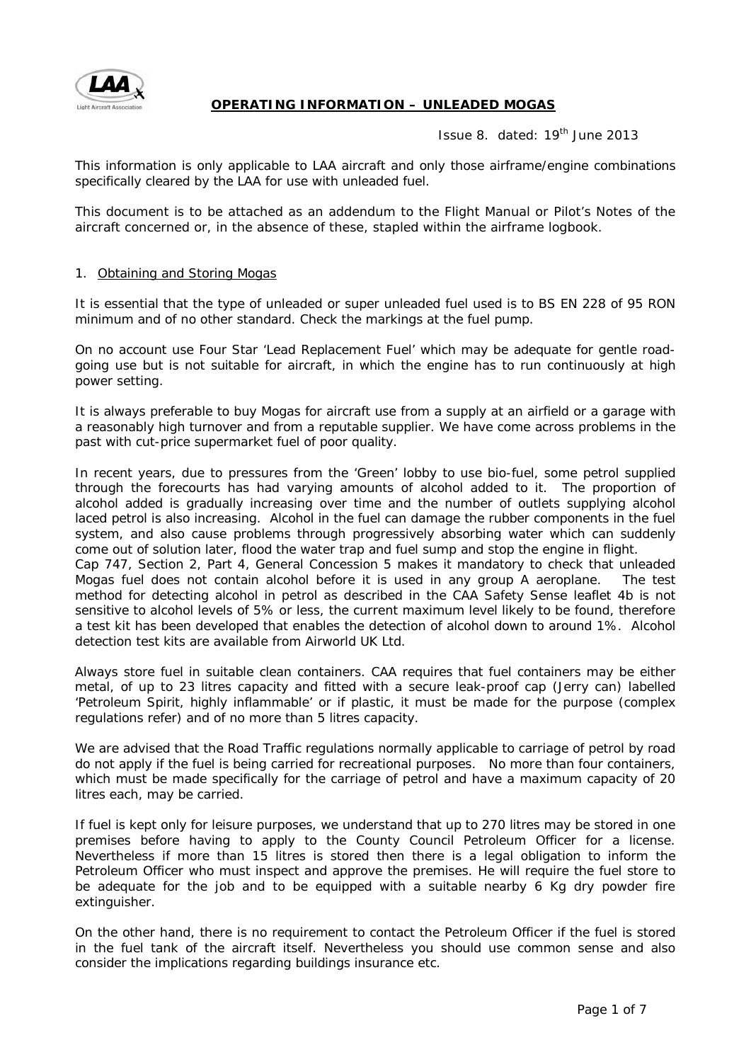# OPERATING INFORMATION – UNLEADED MOGAS

Issue 8. dated: 19th June 2013

This information is only applicable to LAA aircraft and only those airframe/engine combinations specifically cleared by the LAA for use with unleaded fuel.

This document is to be attached as an addendum to the Flight Manual or Pilot's Notes of the aircraft concerned or, in the absence of these, stapled within the airframe logbook.

## 1. Obtaining and Storing Mogas

It is essential that the type of unleaded or super unleaded fuel used is to BS EN 228 of 95 RON minimum and of no other standard. Check the markings at the fuel pump.

On no account use Four Star 'Lead Replacement Fuel' which may be adequate for gentle road-going use but is not suitable for aircraft, in which the engine has to run continuously at high power setting.

It is always preferable to buy Mogas for aircraft use from a supply at an airfield or a garage with a reasonably high turnover and from a reputable supplier. We have come across problems in the past with cut-price supermarket fuel of poor quality.

In recent years, due to pressures from the 'Green' lobby to use bio-fuel, some petrol supplied through the forecourts has had varying amounts of alcohol added to it. The proportion of alcohol added is gradually increasing over time and the number of outlets supplying alcohol laced petrol is also increasing. Alcohol in the fuel can damage the rubber components in the fuel system, and also cause problems through progressively absorbing water which can suddenly come out of solution later, flood the water trap and fuel sump and stop the engine in flight.

Cap 747, Section 2, Part 4, General Concession 5 makes it mandatory to check that unleaded Mogas fuel does not contain alcohol before it is used in any group A aeroplane. The test method for detecting alcohol in petrol as described in the CAA Safety Sense leaflet 4b is not sensitive to alcohol levels of 5% or less, the current maximum level likely to be found, therefore a test kit has been developed that enables the detection of alcohol down to around 1%. Alcohol detection test kits are available from Airworld UK Ltd.

Always store fuel in suitable clean containers. CAA requires that fuel containers may be either metal, of up to 23 litres capacity and fitted with a secure leak-proof cap (Jerry can) labelled 'Petroleum Spirit, highly inflammable' or if plastic, it must be made for the purpose (complex regulations refer) and of no more than 5 litres capacity.

We are advised that the Road Traffic regulations normally applicable to carriage of petrol by road do not apply if the fuel is being carried for recreational purposes. No more than four containers, which must be made specifically for the carriage of petrol and have a maximum capacity of 20 litres each, may be carried.

If fuel is kept only for leisure purposes, we understand that up to 270 litres may be stored in one premises before having to apply to the County Council Petroleum Officer for a license. Nevertheless if more than 15 litres is stored then there is a legal obligation to inform the Petroleum Officer who must inspect and approve the premises. He will require the fuel store to be adequate for the job and to be equipped with a suitable nearby 6 Kg dry powder fire extinguisher.

On the other hand, there is no requirement to contact the Petroleum Officer if the fuel is stored in the fuel tank of the aircraft itself. Nevertheless you should use common sense and also consider the implications regarding buildings insurance etc.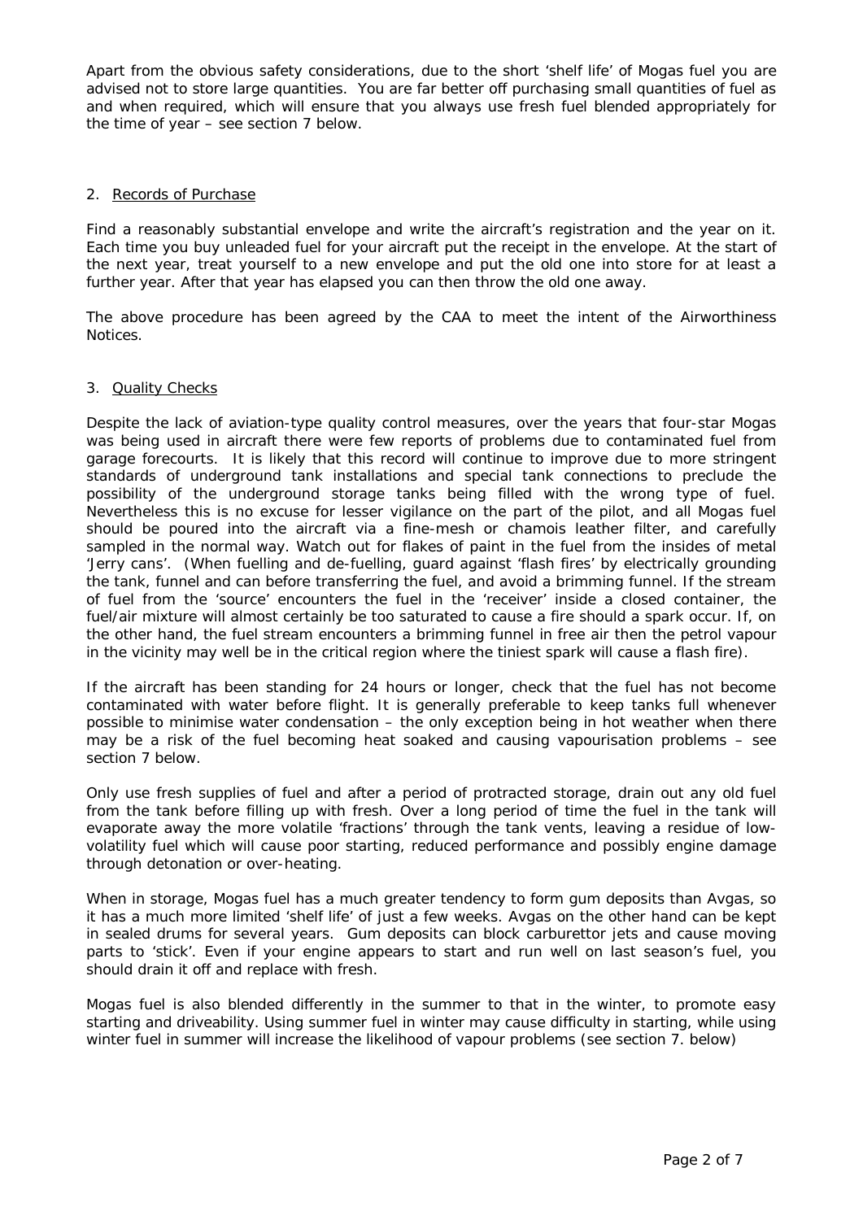Apart from the obvious safety considerations, due to the short 'shelf life' of Mogas fuel you are advised not to store large quantities. You are far better off purchasing small quantities of fuel as and when required, which will ensure that you always use fresh fuel blended appropriately for the time of year – see section 7 below.

## 2. Records of Purchase

Find a reasonably substantial envelope and write the aircraft's registration and the year on it. Each time you buy unleaded fuel for your aircraft put the receipt in the envelope. At the start of the next year, treat yourself to a new envelope and put the old one into store for at least a further year. After that year has elapsed you can then throw the old one away.

The above procedure has been agreed by the CAA to meet the intent of the Airworthiness Notices.

## 3. Quality Checks

Despite the lack of aviation-type quality control measures, over the years that four-star Mogas was being used in aircraft there were few reports of problems due to contaminated fuel from garage forecourts. It is likely that this record will continue to improve due to more stringent standards of underground tank installations and special tank connections to preclude the possibility of the underground storage tanks being filled with the wrong type of fuel. Nevertheless this is no excuse for lesser vigilance on the part of the pilot, and all Mogas fuel should be poured into the aircraft via a fine-mesh or chamois leather filter, and carefully sampled in the normal way. Watch out for flakes of paint in the fuel from the insides of metal 'Jerry cans'. (When fuelling and de-fuelling, guard against 'flash fires' by electrically grounding the tank, funnel and can before transferring the fuel, and avoid a brimming funnel. If the stream of fuel from the 'source' encounters the fuel in the 'receiver' inside a closed container, the fuel/air mixture will almost certainly be too saturated to cause a fire should a spark occur. If, on the other hand, the fuel stream encounters a brimming funnel in free air then the petrol vapour in the vicinity may well be in the critical region where the tiniest spark will cause a flash fire).

If the aircraft has been standing for 24 hours or longer, check that the fuel has not become contaminated with water before flight. It is generally preferable to keep tanks full whenever possible to minimise water condensation – the only exception being in hot weather when there may be a risk of the fuel becoming heat soaked and causing vapourisation problems – see section 7 below.

Only use fresh supplies of fuel and after a period of protracted storage, drain out any old fuel from the tank before filling up with fresh. Over a long period of time the fuel in the tank will evaporate away the more volatile 'fractions' through the tank vents, leaving a residue of low-volatility fuel which will cause poor starting, reduced performance and possibly engine damage through detonation or over-heating.

When in storage, Mogas fuel has a much greater tendency to form gum deposits than Avgas, so it has a much more limited 'shelf life' of just a few weeks. Avgas on the other hand can be kept in sealed drums for several years. Gum deposits can block carburettor jets and cause moving parts to 'stick'. Even if your engine appears to start and run well on last season's fuel, you should drain it off and replace with fresh.

Mogas fuel is also blended differently in the summer to that in the winter, to promote easy starting and driveability. Using summer fuel in winter may cause difficulty in starting, while using winter fuel in summer will increase the likelihood of vapour problems (see section 7. below)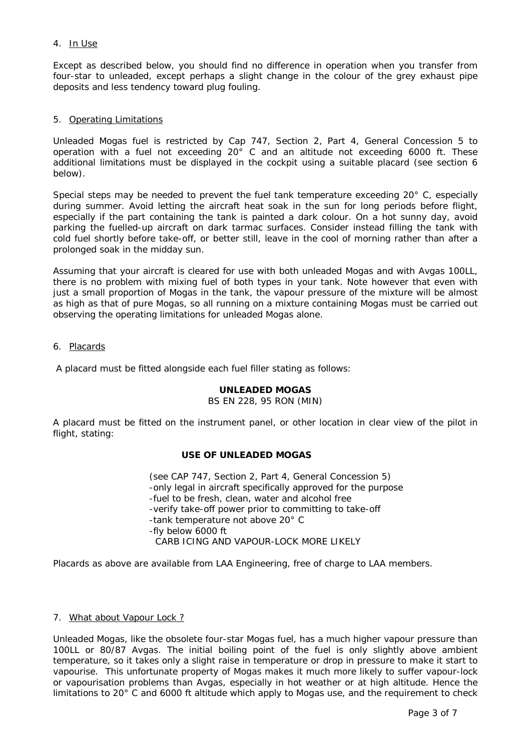## 4. In Use

Except as described below, you should find no difference in operation when you transfer from four-star to unleaded, except perhaps a slight change in the colour of the grey exhaust pipe deposits and less tendency toward plug fouling.

## 5. Operating Limitations

Unleaded Mogas fuel is restricted by Cap 747, Section 2, Part 4, General Concession 5 to operation with a fuel not exceeding 20° C and an altitude not exceeding 6000 ft. These additional limitations must be displayed in the cockpit using a suitable placard (see section 6 below).

Special steps may be needed to prevent the fuel tank temperature exceeding 20° C, especially during summer. Avoid letting the aircraft heat soak in the sun for long periods before flight, especially if the part containing the tank is painted a dark colour. On a hot sunny day, avoid parking the fuelled-up aircraft on dark tarmac surfaces. Consider instead filling the tank with cold fuel shortly before take-off, or better still, leave in the cool of morning rather than after a prolonged soak in the midday sun.

Assuming that your aircraft is cleared for use with both unleaded Mogas and with Avgas 100LL, there is no problem with mixing fuel of both types in your tank. Note however that even with just a small proportion of Mogas in the tank, the vapour pressure of the mixture will be almost as high as that of pure Mogas, so all running on a mixture containing Mogas must be carried out observing the operating limitations for unleaded Mogas alone.

## 6. Placards

A placard must be fitted alongside each fuel filler stating as follows:

**UNLEADED MOGAS**
BS EN 228, 95 RON (MIN)

A placard must be fitted on the instrument panel, or other location in clear view of the pilot in flight, stating:

**USE OF UNLEADED MOGAS**

(see CAP 747, Section 2, Part 4, General Concession 5)
-only legal in aircraft specifically approved for the purpose
-fuel to be fresh, clean, water and alcohol free
-verify take-off power prior to committing to take-off
-tank temperature not above 20° C
-fly below 6000 ft
CARB ICING AND VAPOUR-LOCK MORE LIKELY

Placards as above are available from LAA Engineering, free of charge to LAA members.

## 7. What about Vapour Lock ?

Unleaded Mogas, like the obsolete four-star Mogas fuel, has a much higher vapour pressure than 100LL or 80/87 Avgas. The initial boiling point of the fuel is only slightly above ambient temperature, so it takes only a slight raise in temperature or drop in pressure to make it start to vapourise. This unfortunate property of Mogas makes it much more likely to suffer vapour-lock or vapourisation problems than Avgas, especially in hot weather or at high altitude. Hence the limitations to 20° C and 6000 ft altitude which apply to Mogas use, and the requirement to check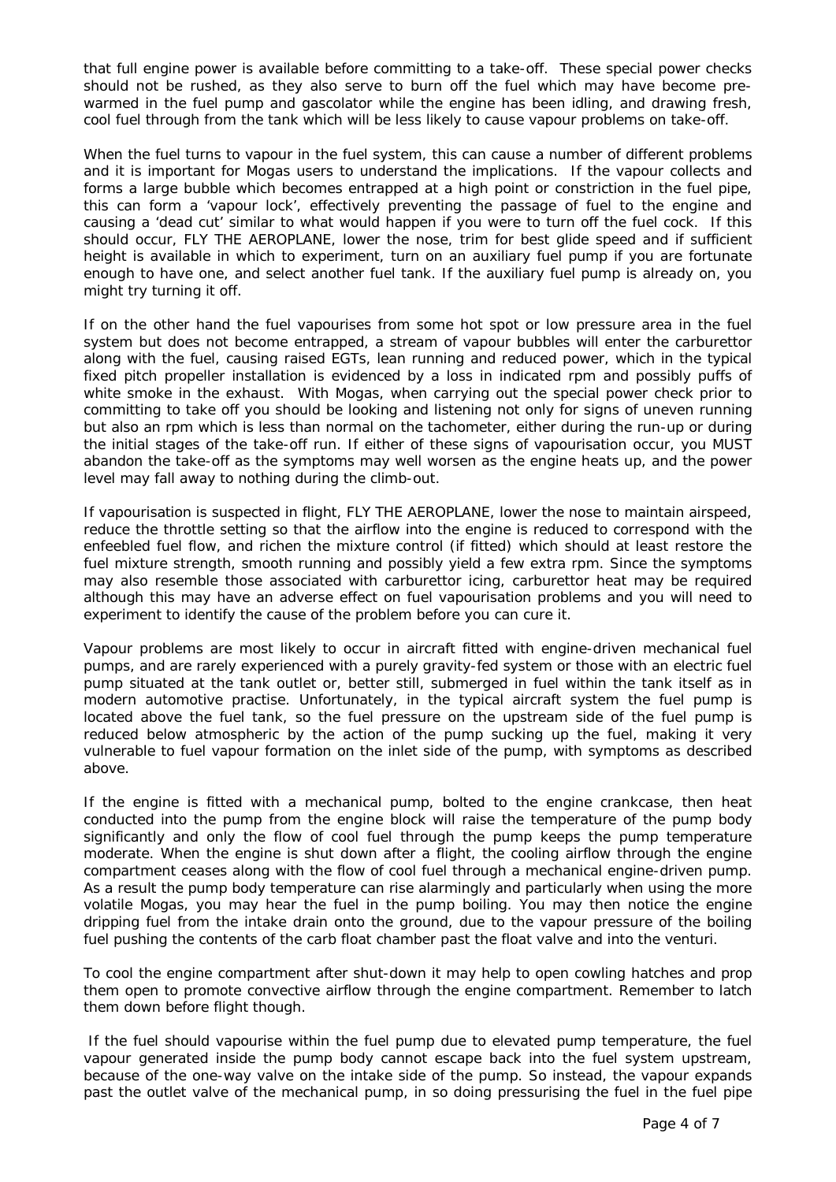that full engine power is available before committing to a take-off. These special power checks should not be rushed, as they also serve to burn off the fuel which may have become pre-warmed in the fuel pump and gascolator while the engine has been idling, and drawing fresh, cool fuel through from the tank which will be less likely to cause vapour problems on take-off.

When the fuel turns to vapour in the fuel system, this can cause a number of different problems and it is important for Mogas users to understand the implications. If the vapour collects and forms a large bubble which becomes entrapped at a high point or constriction in the fuel pipe, this can form a 'vapour lock', effectively preventing the passage of fuel to the engine and causing a 'dead cut' similar to what would happen if you were to turn off the fuel cock. If this should occur, FLY THE AEROPLANE, lower the nose, trim for best glide speed and if sufficient height is available in which to experiment, turn on an auxiliary fuel pump if you are fortunate enough to have one, and select another fuel tank. If the auxiliary fuel pump is already on, you might try turning it off.

If on the other hand the fuel vapourises from some hot spot or low pressure area in the fuel system but does not become entrapped, a stream of vapour bubbles will enter the carburettor along with the fuel, causing raised EGTs, lean running and reduced power, which in the typical fixed pitch propeller installation is evidenced by a loss in indicated rpm and possibly puffs of white smoke in the exhaust. With Mogas, when carrying out the special power check prior to committing to take off you should be looking and listening not only for signs of uneven running but also an rpm which is less than normal on the tachometer, either during the run-up or during the initial stages of the take-off run. If either of these signs of vapourisation occur, you MUST abandon the take-off as the symptoms may well worsen as the engine heats up, and the power level may fall away to nothing during the climb-out.

If vapourisation is suspected in flight, FLY THE AEROPLANE, lower the nose to maintain airspeed, reduce the throttle setting so that the airflow into the engine is reduced to correspond with the enfeebled fuel flow, and richen the mixture control (if fitted) which should at least restore the fuel mixture strength, smooth running and possibly yield a few extra rpm. Since the symptoms may also resemble those associated with carburettor icing, carburettor heat may be required although this may have an adverse effect on fuel vapourisation problems and you will need to experiment to identify the cause of the problem before you can cure it.

Vapour problems are most likely to occur in aircraft fitted with engine-driven mechanical fuel pumps, and are rarely experienced with a purely gravity-fed system or those with an electric fuel pump situated at the tank outlet or, better still, submerged in fuel within the tank itself as in modern automotive practise. Unfortunately, in the typical aircraft system the fuel pump is located above the fuel tank, so the fuel pressure on the upstream side of the fuel pump is reduced below atmospheric by the action of the pump sucking up the fuel, making it very vulnerable to fuel vapour formation on the inlet side of the pump, with symptoms as described above.

If the engine is fitted with a mechanical pump, bolted to the engine crankcase, then heat conducted into the pump from the engine block will raise the temperature of the pump body significantly and only the flow of cool fuel through the pump keeps the pump temperature moderate. When the engine is shut down after a flight, the cooling airflow through the engine compartment ceases along with the flow of cool fuel through a mechanical engine-driven pump. As a result the pump body temperature can rise alarmingly and particularly when using the more volatile Mogas, you may hear the fuel in the pump boiling. You may then notice the engine dripping fuel from the intake drain onto the ground, due to the vapour pressure of the boiling fuel pushing the contents of the carb float chamber past the float valve and into the venturi.

To cool the engine compartment after shut-down it may help to open cowling hatches and prop them open to promote convective airflow through the engine compartment. Remember to latch them down before flight though.

If the fuel should vapourise within the fuel pump due to elevated pump temperature, the fuel vapour generated inside the pump body cannot escape back into the fuel system upstream, because of the one-way valve on the intake side of the pump. So instead, the vapour expands past the outlet valve of the mechanical pump, in so doing pressurising the fuel in the fuel pipe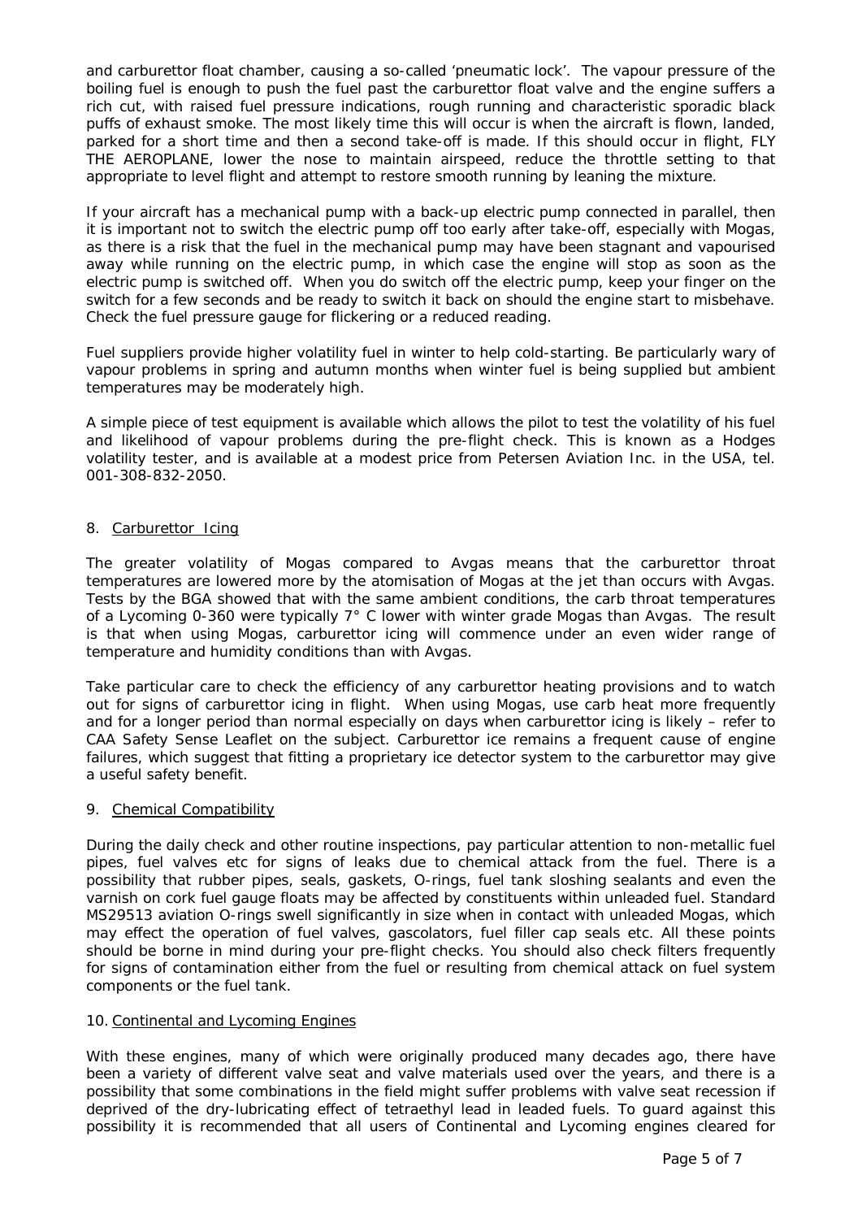and carburettor float chamber, causing a so-called 'pneumatic lock'. The vapour pressure of the boiling fuel is enough to push the fuel past the carburettor float valve and the engine suffers a rich cut, with raised fuel pressure indications, rough running and characteristic sporadic black puffs of exhaust smoke. The most likely time this will occur is when the aircraft is flown, landed, parked for a short time and then a second take-off is made. If this should occur in flight, FLY THE AEROPLANE, lower the nose to maintain airspeed, reduce the throttle setting to that appropriate to level flight and attempt to restore smooth running by leaning the mixture.

If your aircraft has a mechanical pump with a back-up electric pump connected in parallel, then it is important not to switch the electric pump off too early after take-off, especially with Mogas, as there is a risk that the fuel in the mechanical pump may have been stagnant and vapourised away while running on the electric pump, in which case the engine will stop as soon as the electric pump is switched off. When you do switch off the electric pump, keep your finger on the switch for a few seconds and be ready to switch it back on should the engine start to misbehave. Check the fuel pressure gauge for flickering or a reduced reading.

Fuel suppliers provide higher volatility fuel in winter to help cold-starting. Be particularly wary of vapour problems in spring and autumn months when winter fuel is being supplied but ambient temperatures may be moderately high.

A simple piece of test equipment is available which allows the pilot to test the volatility of his fuel and likelihood of vapour problems during the pre-flight check. This is known as a Hodges volatility tester, and is available at a modest price from Petersen Aviation Inc. in the USA, tel. 001-308-832-2050.

## 8. Carburettor Icing

The greater volatility of Mogas compared to Avgas means that the carburettor throat temperatures are lowered more by the atomisation of Mogas at the jet than occurs with Avgas. Tests by the BGA showed that with the same ambient conditions, the carb throat temperatures of a Lycoming 0-360 were typically 7° C lower with winter grade Mogas than Avgas. The result is that when using Mogas, carburettor icing will commence under an even wider range of temperature and humidity conditions than with Avgas.

Take particular care to check the efficiency of any carburettor heating provisions and to watch out for signs of carburettor icing in flight. When using Mogas, use carb heat more frequently and for a longer period than normal especially on days when carburettor icing is likely – refer to CAA Safety Sense Leaflet on the subject. Carburettor ice remains a frequent cause of engine failures, which suggest that fitting a proprietary ice detector system to the carburettor may give a useful safety benefit.

## 9. Chemical Compatibility

During the daily check and other routine inspections, pay particular attention to non-metallic fuel pipes, fuel valves etc for signs of leaks due to chemical attack from the fuel. There is a possibility that rubber pipes, seals, gaskets, O-rings, fuel tank sloshing sealants and even the varnish on cork fuel gauge floats may be affected by constituents within unleaded fuel. Standard MS29513 aviation O-rings swell significantly in size when in contact with unleaded Mogas, which may effect the operation of fuel valves, gascolators, fuel filler cap seals etc. All these points should be borne in mind during your pre-flight checks. You should also check filters frequently for signs of contamination either from the fuel or resulting from chemical attack on fuel system components or the fuel tank.

## 10. Continental and Lycoming Engines

With these engines, many of which were originally produced many decades ago, there have been a variety of different valve seat and valve materials used over the years, and there is a possibility that some combinations in the field might suffer problems with valve seat recession if deprived of the dry-lubricating effect of tetraethyl lead in leaded fuels. To guard against this possibility it is recommended that all users of Continental and Lycoming engines cleared for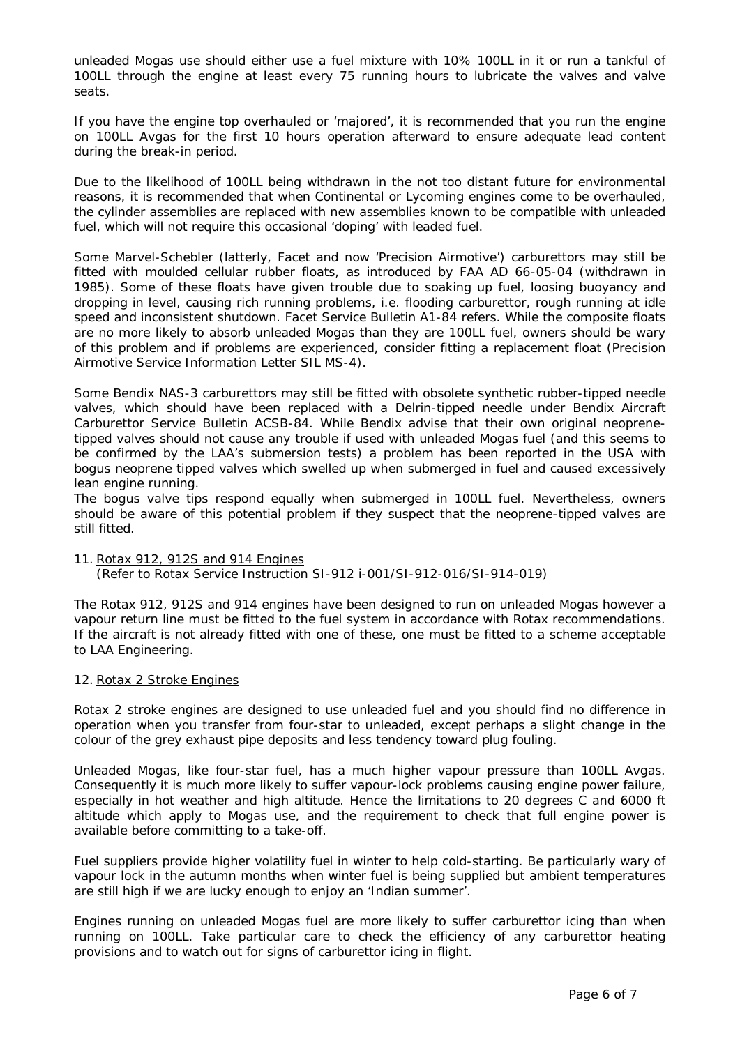unleaded Mogas use should either use a fuel mixture with 10% 100LL in it or run a tankful of 100LL through the engine at least every 75 running hours to lubricate the valves and valve seats.

If you have the engine top overhauled or 'majored', it is recommended that you run the engine on 100LL Avgas for the first 10 hours operation afterward to ensure adequate lead content during the break-in period.

Due to the likelihood of 100LL being withdrawn in the not too distant future for environmental reasons, it is recommended that when Continental or Lycoming engines come to be overhauled, the cylinder assemblies are replaced with new assemblies known to be compatible with unleaded fuel, which will not require this occasional 'doping' with leaded fuel.

Some Marvel-Schebler (latterly, Facet and now 'Precision Airmotive') carburettors may still be fitted with moulded cellular rubber floats, as introduced by FAA AD 66-05-04 (withdrawn in 1985). Some of these floats have given trouble due to soaking up fuel, loosing buoyancy and dropping in level, causing rich running problems, i.e. flooding carburettor, rough running at idle speed and inconsistent shutdown. Facet Service Bulletin A1-84 refers. While the composite floats are no more likely to absorb unleaded Mogas than they are 100LL fuel, owners should be wary of this problem and if problems are experienced, consider fitting a replacement float (Precision Airmotive Service Information Letter SIL MS-4).

Some Bendix NAS-3 carburettors may still be fitted with obsolete synthetic rubber-tipped needle valves, which should have been replaced with a Delrin-tipped needle under Bendix Aircraft Carburettor Service Bulletin ACSB-84. While Bendix advise that their own original neoprene-tipped valves should not cause any trouble if used with unleaded Mogas fuel (and this seems to be confirmed by the LAA's submersion tests) a problem has been reported in the USA with bogus neoprene tipped valves which swelled up when submerged in fuel and caused excessively lean engine running.
The bogus valve tips respond equally when submerged in 100LL fuel. Nevertheless, owners should be aware of this potential problem if they suspect that the neoprene-tipped valves are still fitted.

11. Rotax 912, 912S and 914 Engines
    (Refer to Rotax Service Instruction SI-912 i-001/SI-912-016/SI-914-019)

The Rotax 912, 912S and 914 engines have been designed to run on unleaded Mogas however a vapour return line must be fitted to the fuel system in accordance with Rotax recommendations. If the aircraft is not already fitted with one of these, one must be fitted to a scheme acceptable to LAA Engineering.

12. Rotax 2 Stroke Engines

Rotax 2 stroke engines are designed to use unleaded fuel and you should find no difference in operation when you transfer from four-star to unleaded, except perhaps a slight change in the colour of the grey exhaust pipe deposits and less tendency toward plug fouling.

Unleaded Mogas, like four-star fuel, has a much higher vapour pressure than 100LL Avgas. Consequently it is much more likely to suffer vapour-lock problems causing engine power failure, especially in hot weather and high altitude. Hence the limitations to 20 degrees C and 6000 ft altitude which apply to Mogas use, and the requirement to check that full engine power is available before committing to a take-off.

Fuel suppliers provide higher volatility fuel in winter to help cold-starting. Be particularly wary of vapour lock in the autumn months when winter fuel is being supplied but ambient temperatures are still high if we are lucky enough to enjoy an 'Indian summer'.

Engines running on unleaded Mogas fuel are more likely to suffer carburettor icing than when running on 100LL. Take particular care to check the efficiency of any carburettor heating provisions and to watch out for signs of carburettor icing in flight.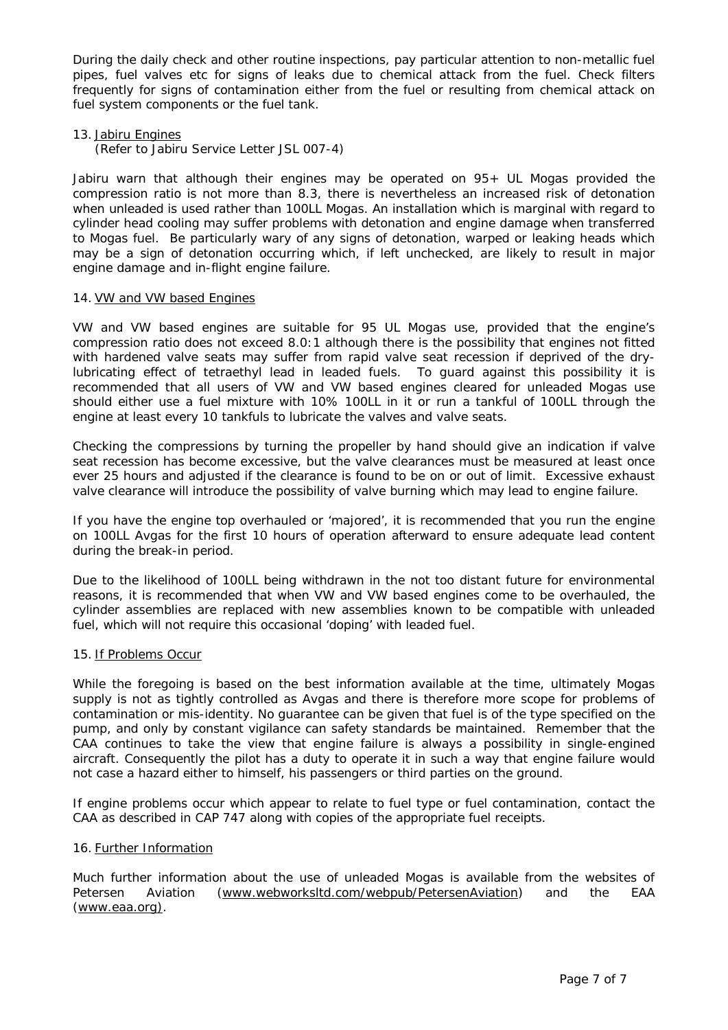During the daily check and other routine inspections, pay particular attention to non-metallic fuel pipes, fuel valves etc for signs of leaks due to chemical attack from the fuel. Check filters frequently for signs of contamination either from the fuel or resulting from chemical attack on fuel system components or the fuel tank.

## 13. Jabiru Engines

(Refer to Jabiru Service Letter JSL 007-4)

Jabiru warn that although their engines may be operated on 95+ UL Mogas provided the compression ratio is not more than 8.3, there is nevertheless an increased risk of detonation when unleaded is used rather than 100LL Mogas. An installation which is marginal with regard to cylinder head cooling may suffer problems with detonation and engine damage when transferred to Mogas fuel. Be particularly wary of any signs of detonation, warped or leaking heads which may be a sign of detonation occurring which, if left unchecked, are likely to result in major engine damage and in-flight engine failure.

## 14. VW and VW based Engines

VW and VW based engines are suitable for 95 UL Mogas use, provided that the engine's compression ratio does not exceed 8.0:1 although there is the possibility that engines not fitted with hardened valve seats may suffer from rapid valve seat recession if deprived of the dry-lubricating effect of tetraethyl lead in leaded fuels. To guard against this possibility it is recommended that all users of VW and VW based engines cleared for unleaded Mogas use should either use a fuel mixture with 10% 100LL in it or run a tankful of 100LL through the engine at least every 10 tankfuls to lubricate the valves and valve seats.

Checking the compressions by turning the propeller by hand should give an indication if valve seat recession has become excessive, but the valve clearances must be measured at least once ever 25 hours and adjusted if the clearance is found to be on or out of limit. Excessive exhaust valve clearance will introduce the possibility of valve burning which may lead to engine failure.

If you have the engine top overhauled or 'majored', it is recommended that you run the engine on 100LL Avgas for the first 10 hours of operation afterward to ensure adequate lead content during the break-in period.

Due to the likelihood of 100LL being withdrawn in the not too distant future for environmental reasons, it is recommended that when VW and VW based engines come to be overhauled, the cylinder assemblies are replaced with new assemblies known to be compatible with unleaded fuel, which will not require this occasional 'doping' with leaded fuel.

## 15. If Problems Occur

While the foregoing is based on the best information available at the time, ultimately Mogas supply is not as tightly controlled as Avgas and there is therefore more scope for problems of contamination or mis-identity. No guarantee can be given that fuel is of the type specified on the pump, and only by constant vigilance can safety standards be maintained. Remember that the CAA continues to take the view that engine failure is always a possibility in single-engined aircraft. Consequently the pilot has a duty to operate it in such a way that engine failure would not case a hazard either to himself, his passengers or third parties on the ground.

If engine problems occur which appear to relate to fuel type or fuel contamination, contact the CAA as described in CAP 747 along with copies of the appropriate fuel receipts.

## 16. Further Information

Much further information about the use of unleaded Mogas is available from the websites of Petersen Aviation (www.webworksltd.com/webpub/PetersenAviation) and the EAA (www.eaa.org).